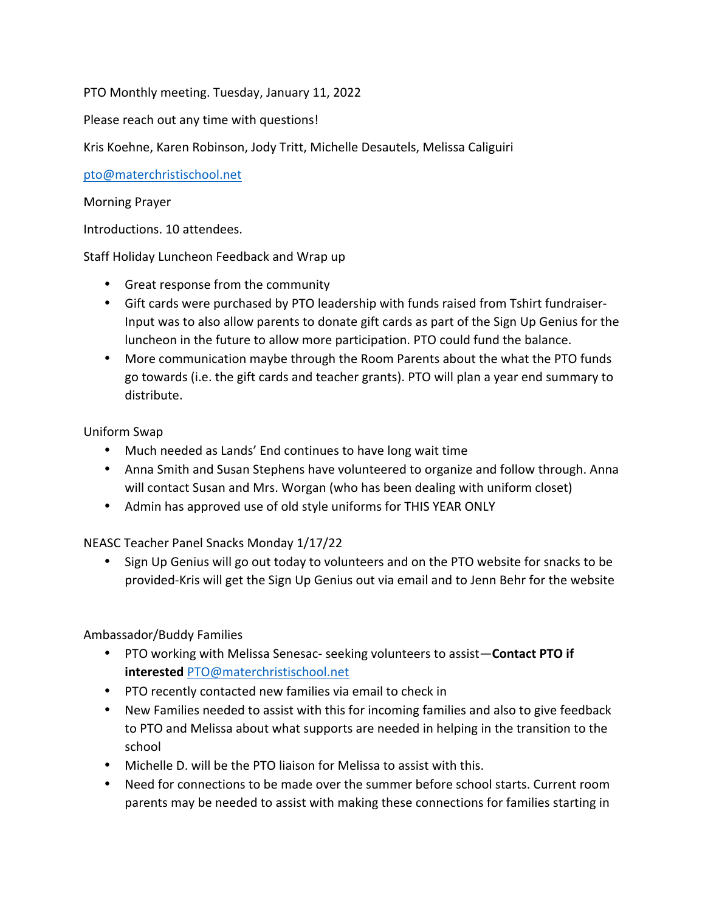PTO Monthly meeting. Tuesday, January 11, 2022

Please reach out any time with questions!

Kris Koehne, Karen Robinson, Jody Tritt, Michelle Desautels, Melissa Caliguiri

pto@materchristischool.net

Morning Prayer

Introductions. 10 attendees.

Staff Holiday Luncheon Feedback and Wrap up

- Great response from the community
- Gift cards were purchased by PTO leadership with funds raised from Tshirt fundraiser- Input was to also allow parents to donate gift cards as part of the Sign Up Genius for the luncheon in the future to allow more participation. PTO could fund the balance.
- More communication maybe through the Room Parents about the what the PTO funds go towards (i.e. the gift cards and teacher grants). PTO will plan a year end summary to distribute.

Uniform Swap

- Much needed as Lands' End continues to have long wait time
- Anna Smith and Susan Stephens have volunteered to organize and follow through. Anna will contact Susan and Mrs. Worgan (who has been dealing with uniform closet)
- Admin has approved use of old style uniforms for THIS YEAR ONLY

NEASC Teacher Panel Snacks Monday 1/17/22

- Sign Up Genius will go out today to volunteers and on the PTO website for snacks to be provided-Kris will get the Sign Up Genius out via email and to Jenn Behr for the website

Ambassador/Buddy Families

- PTO working with Melissa Senesac- seeking volunteers to assist—**Contact PTO if interested** PTO@materchristischool.net
- PTO recently contacted new families via email to check in
- New Families needed to assist with this for incoming families and also to give feedback to PTO and Melissa about what supports are needed in helping in the transition to the school
- Michelle D. will be the PTO liaison for Melissa to assist with this.
- Need for connections to be made over the summer before school starts. Current room parents may be needed to assist with making these connections for families starting in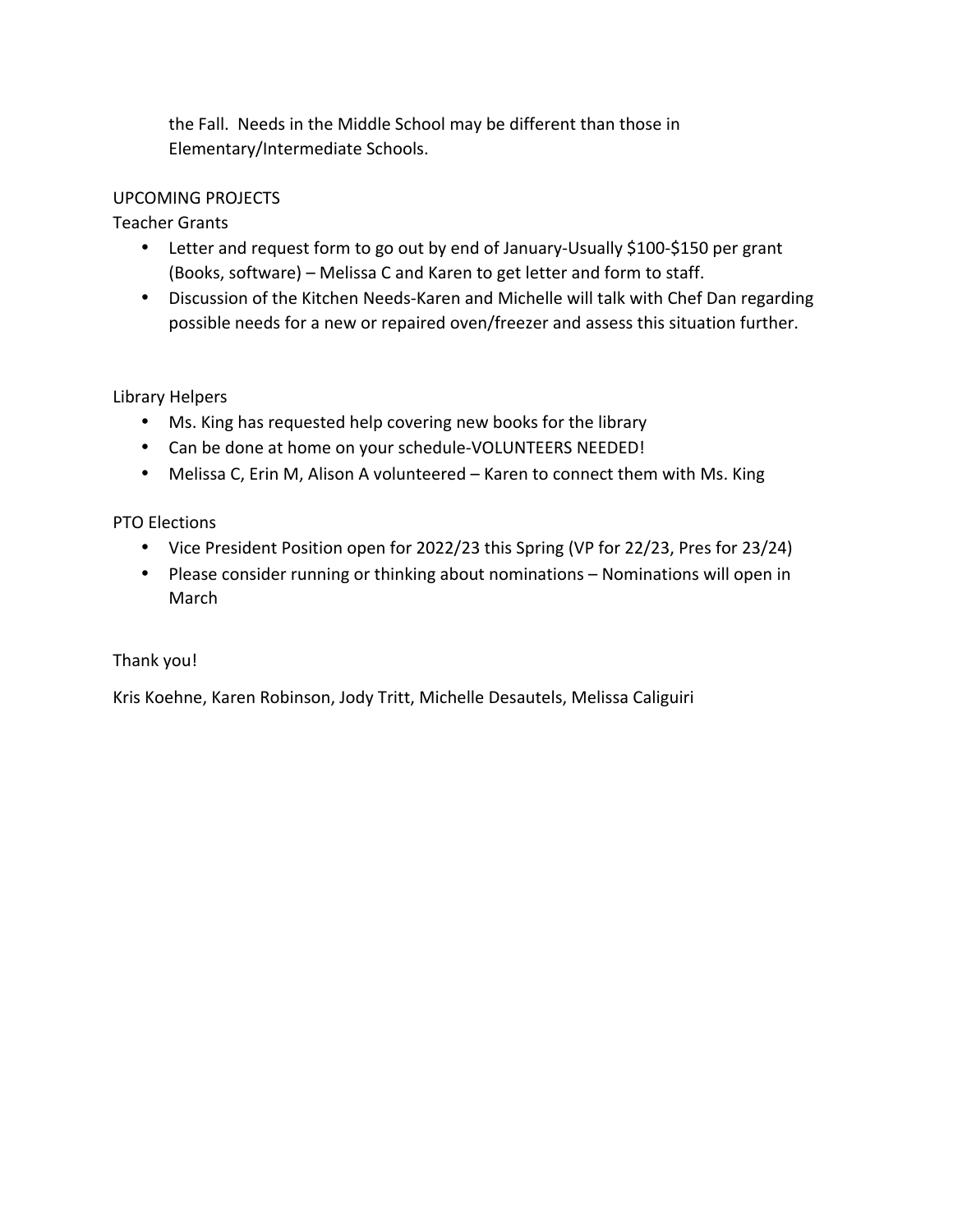the Fall. Needs in the Middle School may be different than those in Elementary/Intermediate Schools.

UPCOMING PROJECTS

Teacher Grants

- Letter and request form to go out by end of January-Usually $100-$150 per grant (Books, software) – Melissa C and Karen to get letter and form to staff.
- Discussion of the Kitchen Needs-Karen and Michelle will talk with Chef Dan regarding possible needs for a new or repaired oven/freezer and assess this situation further.

Library Helpers

- Ms. King has requested help covering new books for the library
- Can be done at home on your schedule-VOLUNTEERS NEEDED!
- Melissa C, Erin M, Alison A volunteered – Karen to connect them with Ms. King

PTO Elections

- Vice President Position open for 2022/23 this Spring (VP for 22/23, Pres for 23/24)
- Please consider running or thinking about nominations – Nominations will open in March

Thank you!

Kris Koehne, Karen Robinson, Jody Tritt, Michelle Desautels, Melissa Caliguiri